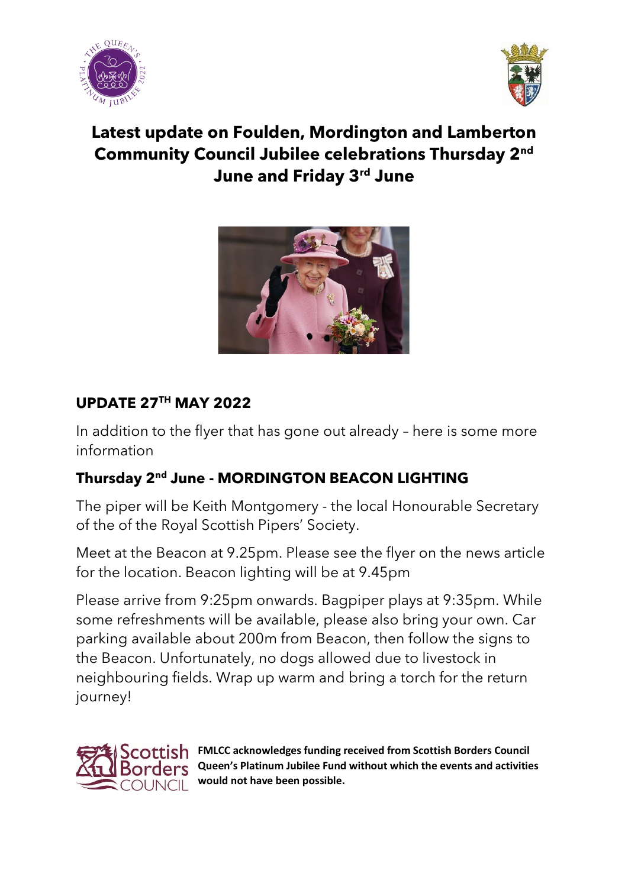# Latest update on Foulden, Mordington and Lamberton Community Council Jubilee celebrations Thursday 2nd June and Friday 3rd June

## UPDATE 27TH MAY 2022

In addition to the flyer that has gone out already – here is some more information

### Thursday 2nd June - MORDINGTON BEACON LIGHTING

The piper will be Keith Montgomery - the local Honourable Secretary of the of the Royal Scottish Pipers' Society.

Meet at the Beacon at 9.25pm. Please see the flyer on the news article for the location. Beacon lighting will be at 9.45pm

Please arrive from 9:25pm onwards. Bagpiper plays at 9:35pm. While some refreshments will be available, please also bring your own. Car parking available about 200m from Beacon, then follow the signs to the Beacon. Unfortunately, no dogs allowed due to livestock in neighbouring fields. Wrap up warm and bring a torch for the return journey!

Scottish Borders COUNCIL

**FMLCC acknowledges funding received from Scottish Borders Council Queen's Platinum Jubilee Fund without which the events and activities would not have been possible.**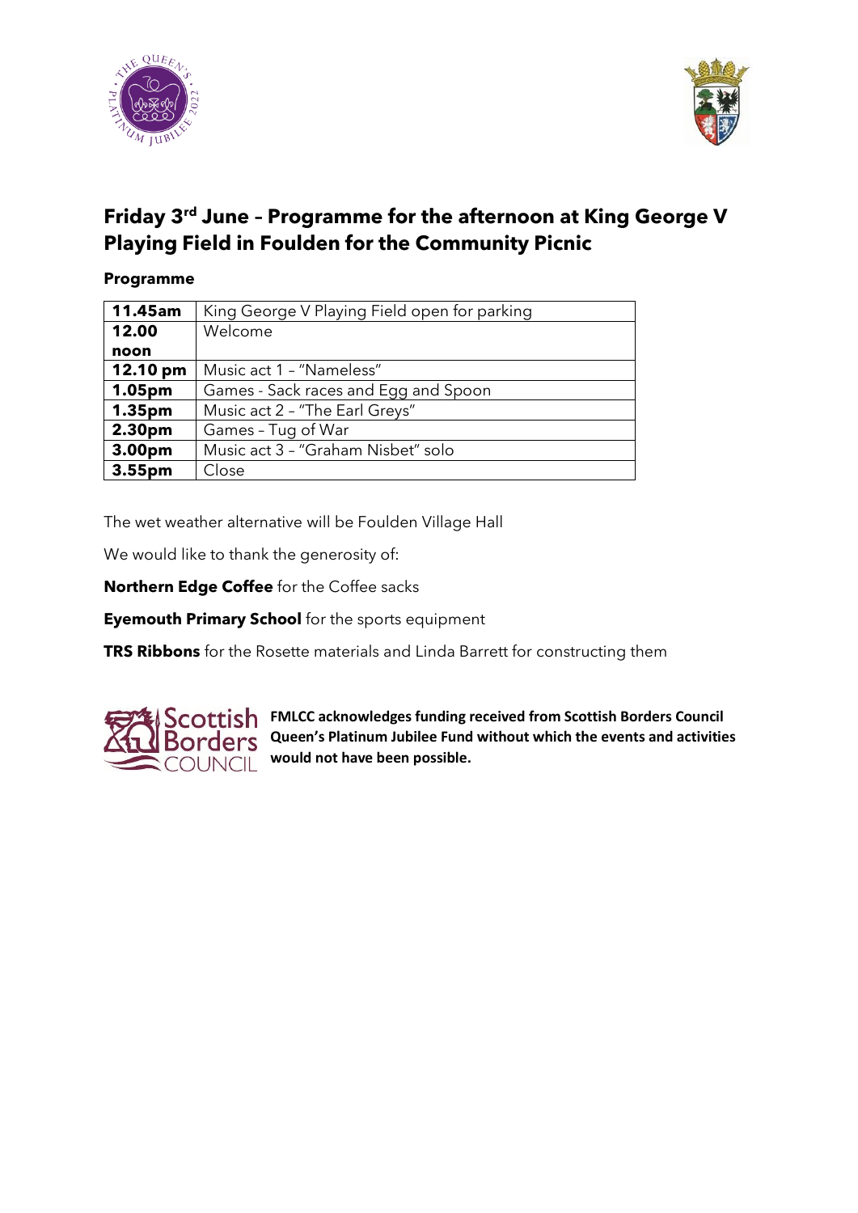# Friday 3rd June – Programme for the afternoon at King George V Playing Field in Foulden for the Community Picnic

**Programme**

| | |
|---|---|
| **11.45am** | King George V Playing Field open for parking |
| **12.00 noon** | Welcome |
| **12.10 pm** | Music act 1 – "Nameless" |
| **1.05pm** | Games - Sack races and Egg and Spoon |
| **1.35pm** | Music act 2 – "The Earl Greys" |
| **2.30pm** | Games – Tug of War |
| **3.00pm** | Music act 3 – "Graham Nisbet" solo |
| **3.55pm** | Close |

The wet weather alternative will be Foulden Village Hall

We would like to thank the generosity of:

**Northern Edge Coffee** for the Coffee sacks

**Eyemouth Primary School** for the sports equipment

**TRS Ribbons** for the Rosette materials and Linda Barrett for constructing them

Scottish Borders COUNCIL

**FMLCC acknowledges funding received from Scottish Borders Council Queen's Platinum Jubilee Fund without which the events and activities would not have been possible.**